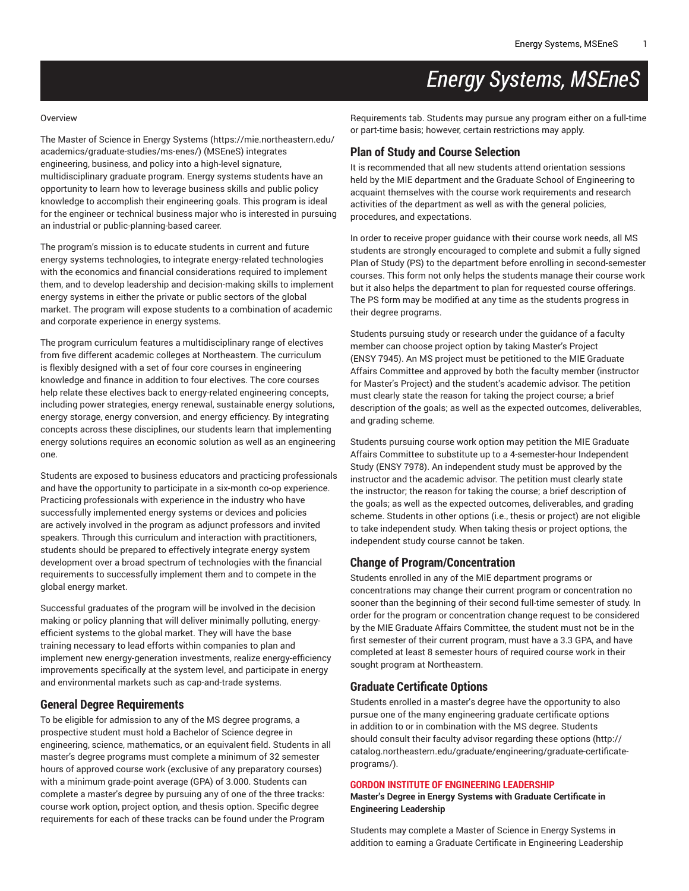# Energy Systems, MSEneS

Overview

The Master of Science in Energy Systems (https://mie.northeastern.edu/academics/graduate-studies/ms-enes/) (MSEneS) integrates engineering, business, and policy into a high-level signature, multidisciplinary graduate program. Energy systems students have an opportunity to learn how to leverage business skills and public policy knowledge to accomplish their engineering goals. This program is ideal for the engineer or technical business major who is interested in pursuing an industrial or public-planning-based career.

The program's mission is to educate students in current and future energy systems technologies, to integrate energy-related technologies with the economics and financial considerations required to implement them, and to develop leadership and decision-making skills to implement energy systems in either the private or public sectors of the global market. The program will expose students to a combination of academic and corporate experience in energy systems.

The program curriculum features a multidisciplinary range of electives from five different academic colleges at Northeastern. The curriculum is flexibly designed with a set of four core courses in engineering knowledge and finance in addition to four electives. The core courses help relate these electives back to energy-related engineering concepts, including power strategies, energy renewal, sustainable energy solutions, energy storage, energy conversion, and energy efficiency. By integrating concepts across these disciplines, our students learn that implementing energy solutions requires an economic solution as well as an engineering one.

Students are exposed to business educators and practicing professionals and have the opportunity to participate in a six-month co-op experience. Practicing professionals with experience in the industry who have successfully implemented energy systems or devices and policies are actively involved in the program as adjunct professors and invited speakers. Through this curriculum and interaction with practitioners, students should be prepared to effectively integrate energy system development over a broad spectrum of technologies with the financial requirements to successfully implement them and to compete in the global energy market.

Successful graduates of the program will be involved in the decision making or policy planning that will deliver minimally polluting, energy-efficient systems to the global market. They will have the base training necessary to lead efforts within companies to plan and implement new energy-generation investments, realize energy-efficiency improvements specifically at the system level, and participate in energy and environmental markets such as cap-and-trade systems.

## General Degree Requirements

To be eligible for admission to any of the MS degree programs, a prospective student must hold a Bachelor of Science degree in engineering, science, mathematics, or an equivalent field. Students in all master's degree programs must complete a minimum of 32 semester hours of approved course work (exclusive of any preparatory courses) with a minimum grade-point average (GPA) of 3.000. Students can complete a master's degree by pursuing any of one of the three tracks: course work option, project option, and thesis option. Specific degree requirements for each of these tracks can be found under the Program Requirements tab. Students may pursue any program either on a full-time or part-time basis; however, certain restrictions may apply.

## Plan of Study and Course Selection

It is recommended that all new students attend orientation sessions held by the MIE department and the Graduate School of Engineering to acquaint themselves with the course work requirements and research activities of the department as well as with the general policies, procedures, and expectations.

In order to receive proper guidance with their course work needs, all MS students are strongly encouraged to complete and submit a fully signed Plan of Study (PS) to the department before enrolling in second-semester courses. This form not only helps the students manage their course work but it also helps the department to plan for requested course offerings. The PS form may be modified at any time as the students progress in their degree programs.

Students pursuing study or research under the guidance of a faculty member can choose project option by taking Master's Project (ENSY 7945). An MS project must be petitioned to the MIE Graduate Affairs Committee and approved by both the faculty member (instructor for Master's Project) and the student's academic advisor. The petition must clearly state the reason for taking the project course; a brief description of the goals; as well as the expected outcomes, deliverables, and grading scheme.

Students pursuing course work option may petition the MIE Graduate Affairs Committee to substitute up to a 4-semester-hour Independent Study (ENSY 7978). An independent study must be approved by the instructor and the academic advisor. The petition must clearly state the instructor; the reason for taking the course; a brief description of the goals; as well as the expected outcomes, deliverables, and grading scheme. Students in other options (i.e., thesis or project) are not eligible to take independent study. When taking thesis or project options, the independent study course cannot be taken.

## Change of Program/Concentration

Students enrolled in any of the MIE department programs or concentrations may change their current program or concentration no sooner than the beginning of their second full-time semester of study. In order for the program or concentration change request to be considered by the MIE Graduate Affairs Committee, the student must not be in the first semester of their current program, must have a 3.3 GPA, and have completed at least 8 semester hours of required course work in their sought program at Northeastern.

## Graduate Certificate Options

Students enrolled in a master's degree have the opportunity to also pursue one of the many engineering graduate certificate options in addition to or in combination with the MS degree. Students should consult their faculty advisor regarding these options (http://catalog.northeastern.edu/graduate/engineering/graduate-certificate-programs/).

### GORDON INSTITUTE OF ENGINEERING LEADERSHIP

**Master's Degree in Energy Systems with Graduate Certificate in Engineering Leadership**

Students may complete a Master of Science in Energy Systems in addition to earning a Graduate Certificate in Engineering Leadership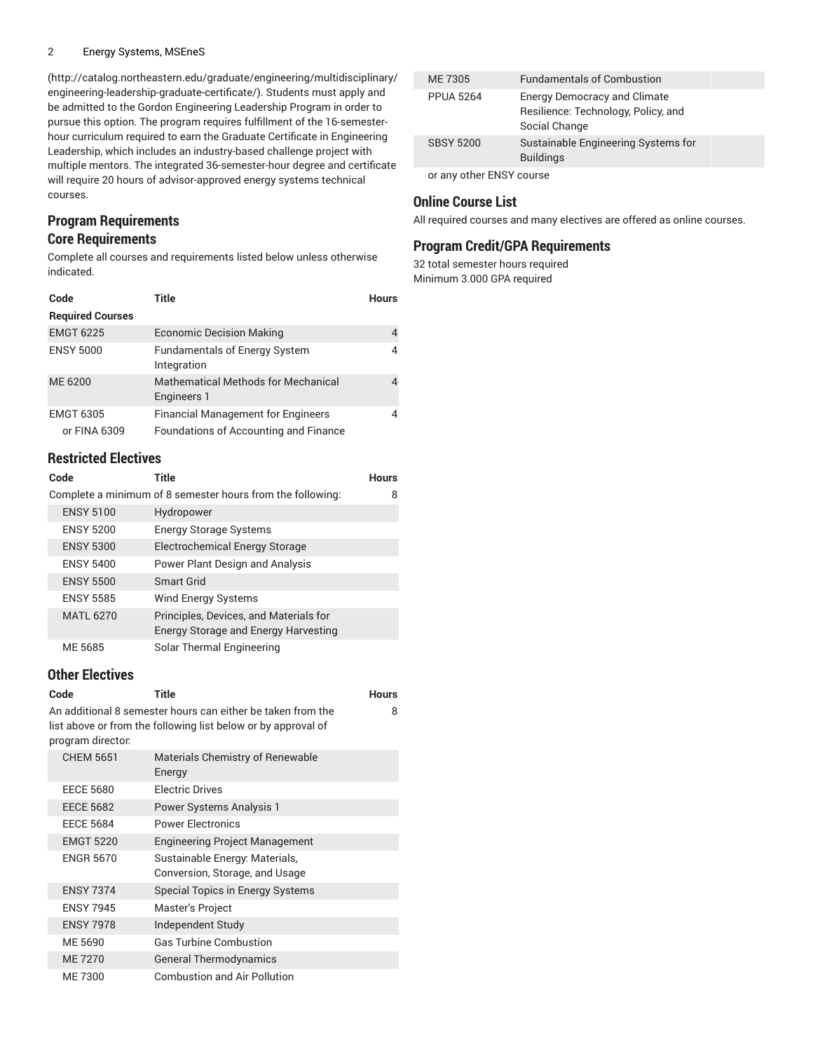(http://catalog.northeastern.edu/graduate/engineering/multidisciplinary/engineering-leadership-graduate-certificate/). Students must apply and be admitted to the Gordon Engineering Leadership Program in order to pursue this option. The program requires fulfillment of the 16-semester-hour curriculum required to earn the Graduate Certificate in Engineering Leadership, which includes an industry-based challenge project with multiple mentors. The integrated 36-semester-hour degree and certificate will require 20 hours of advisor-approved energy systems technical courses.

## Program Requirements

### Core Requirements

Complete all courses and requirements listed below unless otherwise indicated.

| Code | Title | Hours |
|---|---|---|
| **Required Courses** | | |
| EMGT 6225 | Economic Decision Making | 4 |
| ENSY 5000 | Fundamentals of Energy System Integration | 4 |
| ME 6200 | Mathematical Methods for Mechanical Engineers 1 | 4 |
| EMGT 6305 | Financial Management for Engineers | 4 |
| or FINA 6309 | Foundations of Accounting and Finance | |

### Restricted Electives

| Code | Title | Hours |
|---|---|---|
| Complete a minimum of 8 semester hours from the following: | | 8 |
| ENSY 5100 | Hydropower | |
| ENSY 5200 | Energy Storage Systems | |
| ENSY 5300 | Electrochemical Energy Storage | |
| ENSY 5400 | Power Plant Design and Analysis | |
| ENSY 5500 | Smart Grid | |
| ENSY 5585 | Wind Energy Systems | |
| MATL 6270 | Principles, Devices, and Materials for Energy Storage and Energy Harvesting | |
| ME 5685 | Solar Thermal Engineering | |

### Other Electives

| Code | Title | Hours |
|---|---|---|
| An additional 8 semester hours can either be taken from the list above or from the following list below or by approval of program director: | | 8 |
| CHEM 5651 | Materials Chemistry of Renewable Energy | |
| EECE 5680 | Electric Drives | |
| EECE 5682 | Power Systems Analysis 1 | |
| EECE 5684 | Power Electronics | |
| EMGT 5220 | Engineering Project Management | |
| ENGR 5670 | Sustainable Energy: Materials, Conversion, Storage, and Usage | |
| ENSY 7374 | Special Topics in Energy Systems | |
| ENSY 7945 | Master's Project | |
| ENSY 7978 | Independent Study | |
| ME 5690 | Gas Turbine Combustion | |
| ME 7270 | General Thermodynamics | |
| ME 7300 | Combustion and Air Pollution | |
| ME 7305 | Fundamentals of Combustion | |
| PPUA 5264 | Energy Democracy and Climate Resilience: Technology, Policy, and Social Change | |
| SBSY 5200 | Sustainable Engineering Systems for Buildings | |
| or any other ENSY course | | |

## Online Course List

All required courses and many electives are offered as online courses.

## Program Credit/GPA Requirements

32 total semester hours required
Minimum 3.000 GPA required